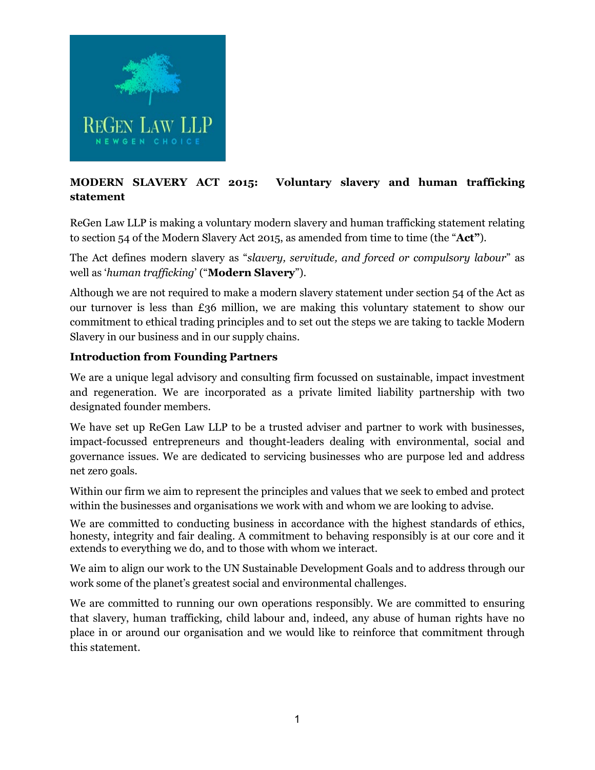**MODERN SLAVERY ACT 2015: Voluntary slavery and human trafficking statement**

ReGen Law LLP is making a voluntary modern slavery and human trafficking statement relating to section 54 of the Modern Slavery Act 2015, as amended from time to time (the "**Act**").

The Act defines modern slavery as "*slavery, servitude, and forced or compulsory labour*" as well as '*human trafficking*' ("**Modern Slavery**").

Although we are not required to make a modern slavery statement under section 54 of the Act as our turnover is less than £36 million, we are making this voluntary statement to show our commitment to ethical trading principles and to set out the steps we are taking to tackle Modern Slavery in our business and in our supply chains.

## Introduction from Founding Partners

We are a unique legal advisory and consulting firm focussed on sustainable, impact investment and regeneration. We are incorporated as a private limited liability partnership with two designated founder members.

We have set up ReGen Law LLP to be a trusted adviser and partner to work with businesses, impact-focussed entrepreneurs and thought-leaders dealing with environmental, social and governance issues. We are dedicated to servicing businesses who are purpose led and address net zero goals.

Within our firm we aim to represent the principles and values that we seek to embed and protect within the businesses and organisations we work with and whom we are looking to advise.

We are committed to conducting business in accordance with the highest standards of ethics, honesty, integrity and fair dealing. A commitment to behaving responsibly is at our core and it extends to everything we do, and to those with whom we interact.

We aim to align our work to the UN Sustainable Development Goals and to address through our work some of the planet's greatest social and environmental challenges.

We are committed to running our own operations responsibly. We are committed to ensuring that slavery, human trafficking, child labour and, indeed, any abuse of human rights have no place in or around our organisation and we would like to reinforce that commitment through this statement.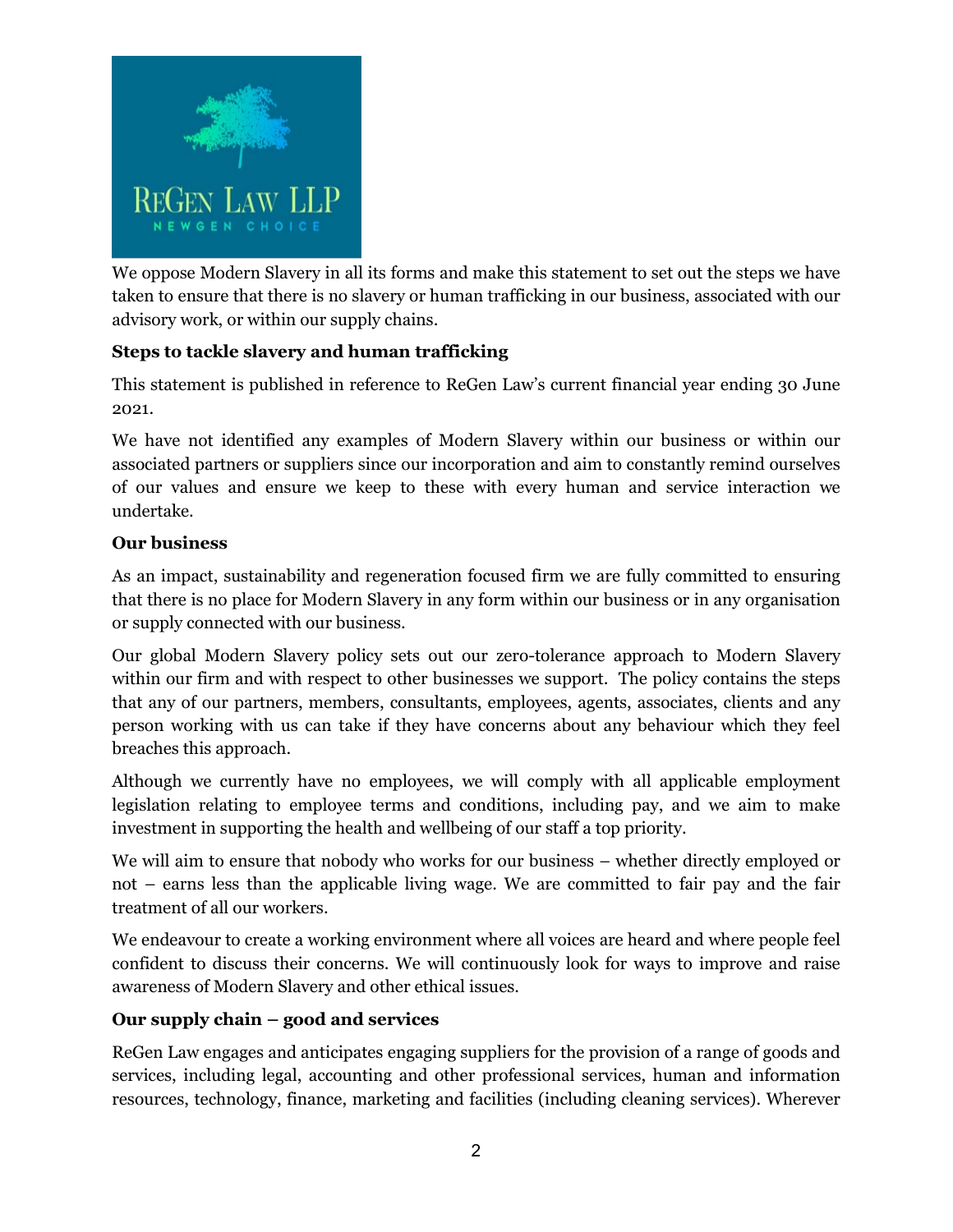We oppose Modern Slavery in all its forms and make this statement to set out the steps we have taken to ensure that there is no slavery or human trafficking in our business, associated with our advisory work, or within our supply chains.

**Steps to tackle slavery and human trafficking**

This statement is published in reference to ReGen Law's current financial year ending 30 June 2021.

We have not identified any examples of Modern Slavery within our business or within our associated partners or suppliers since our incorporation and aim to constantly remind ourselves of our values and ensure we keep to these with every human and service interaction we undertake.

**Our business**

As an impact, sustainability and regeneration focused firm we are fully committed to ensuring that there is no place for Modern Slavery in any form within our business or in any organisation or supply connected with our business.

Our global Modern Slavery policy sets out our zero-tolerance approach to Modern Slavery within our firm and with respect to other businesses we support. The policy contains the steps that any of our partners, members, consultants, employees, agents, associates, clients and any person working with us can take if they have concerns about any behaviour which they feel breaches this approach.

Although we currently have no employees, we will comply with all applicable employment legislation relating to employee terms and conditions, including pay, and we aim to make investment in supporting the health and wellbeing of our staff a top priority.

We will aim to ensure that nobody who works for our business – whether directly employed or not – earns less than the applicable living wage. We are committed to fair pay and the fair treatment of all our workers.

We endeavour to create a working environment where all voices are heard and where people feel confident to discuss their concerns. We will continuously look for ways to improve and raise awareness of Modern Slavery and other ethical issues.

**Our supply chain – good and services**

ReGen Law engages and anticipates engaging suppliers for the provision of a range of goods and services, including legal, accounting and other professional services, human and information resources, technology, finance, marketing and facilities (including cleaning services). Wherever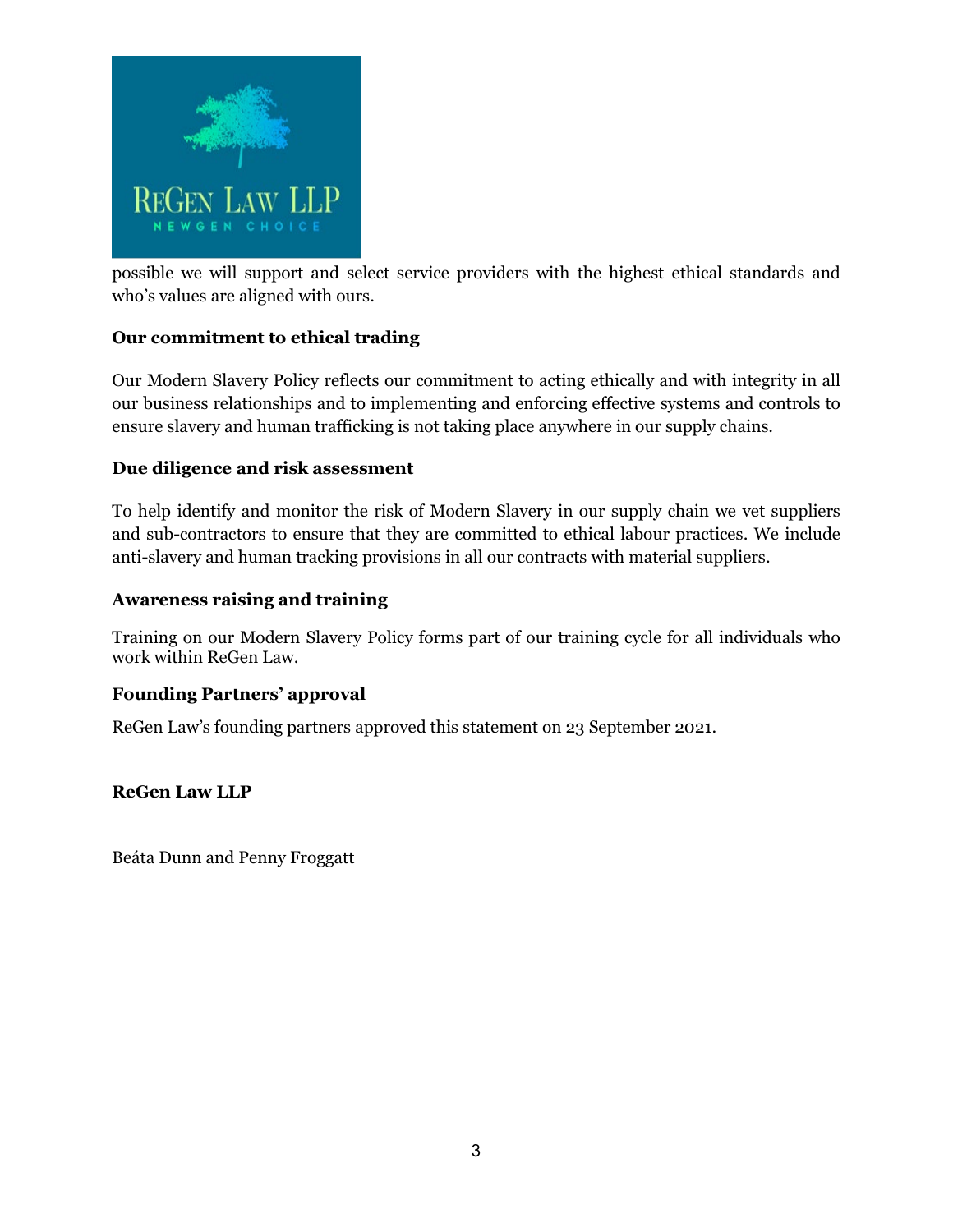possible we will support and select service providers with the highest ethical standards and who's values are aligned with ours.

**Our commitment to ethical trading**

Our Modern Slavery Policy reflects our commitment to acting ethically and with integrity in all our business relationships and to implementing and enforcing effective systems and controls to ensure slavery and human trafficking is not taking place anywhere in our supply chains.

**Due diligence and risk assessment**

To help identify and monitor the risk of Modern Slavery in our supply chain we vet suppliers and sub-contractors to ensure that they are committed to ethical labour practices. We include anti-slavery and human tracking provisions in all our contracts with material suppliers.

**Awareness raising and training**

Training on our Modern Slavery Policy forms part of our training cycle for all individuals who work within ReGen Law.

**Founding Partners' approval**

ReGen Law's founding partners approved this statement on 23 September 2021.

**ReGen Law LLP**

Beáta Dunn and Penny Froggatt